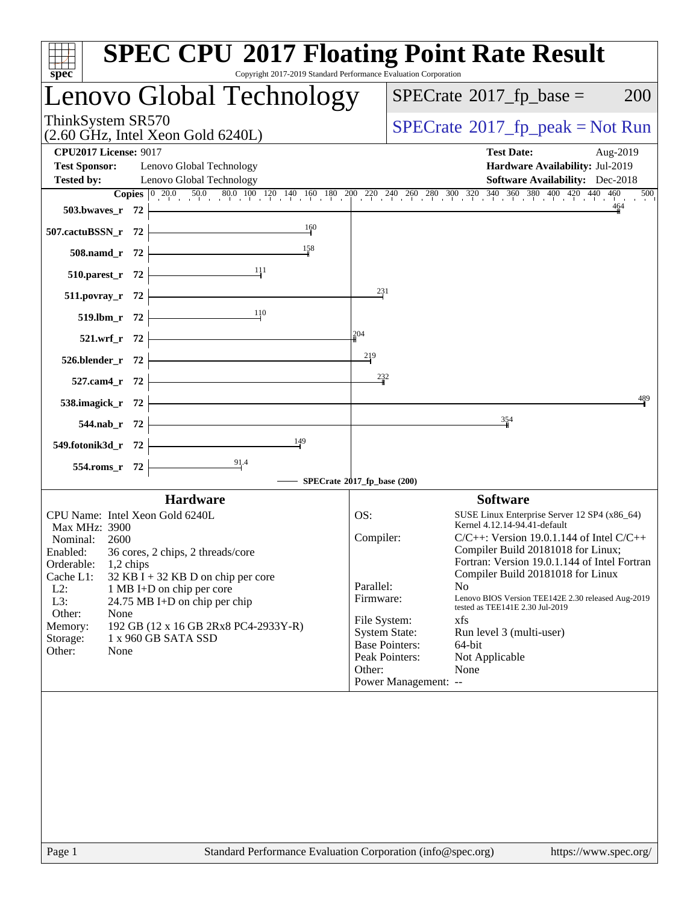# SPEC CPU 2017 Floating Point Rate Result

Copyright 2017-2019 Standard Performance Evaluation Corporation

## Lenovo Global Technology

ThinkSystem SR570
(2.60 GHz, Intel Xeon Gold 6240L)

SPECrate 2017_fp_base = 200

SPECrate 2017_fp_peak = Not Run

**CPU2017 License:** 9017
**Test Sponsor:** Lenovo Global Technology
**Tested by:** Lenovo Global Technology

**Test Date:** Aug-2019
**Hardware Availability:** Jul-2019
**Software Availability:** Dec-2018

| Benchmark | Copies | SPECrate 2017_fp_base (200) |
|---|---|---|
| 503.bwaves_r | 72 | 464 |
| 507.cactuBSSN_r | 72 | 160 |
| 508.namd_r | 72 | 158 |
| 510.parest_r | 72 | 111 |
| 511.povray_r | 72 | 231 |
| 519.lbm_r | 72 | 110 |
| 521.wrf_r | 72 | 204 |
| 526.blender_r | 72 | 219 |
| 527.cam4_r | 72 | 232 |
| 538.imagick_r | 72 | 489 |
| 544.nab_r | 72 | 354 |
| 549.fotonik3d_r | 72 | 149 |
| 554.roms_r | 72 | 91.4 |

### Hardware

| | |
|---|---|
| CPU Name: | Intel Xeon Gold 6240L |
| Max MHz: | 3900 |
| Nominal: | 2600 |
| Enabled: | 36 cores, 2 chips, 2 threads/core |
| Orderable: | 1,2 chips |
| Cache L1: | 32 KB I + 32 KB D on chip per core |
| L2: | 1 MB I+D on chip per core |
| L3: | 24.75 MB I+D on chip per chip |
| Other: | None |
| Memory: | 192 GB (12 x 16 GB 2Rx8 PC4-2933Y-R) |
| Storage: | 1 x 960 GB SATA SSD |
| Other: | None |

### Software

| | |
|---|---|
| OS: | SUSE Linux Enterprise Server 12 SP4 (x86_64) Kernel 4.12.14-94.41-default |
| Compiler: | C/C++: Version 19.0.1.144 of Intel C/C++ Compiler Build 20181018 for Linux; Fortran: Version 19.0.1.144 of Intel Fortran Compiler Build 20181018 for Linux |
| Parallel: | No |
| Firmware: | Lenovo BIOS Version TEE142E 2.30 released Aug-2019 tested as TEE141E 2.30 Jul-2019 |
| File System: | xfs |
| System State: | Run level 3 (multi-user) |
| Base Pointers: | 64-bit |
| Peak Pointers: | Not Applicable |
| Other: | None |
| Power Management: | -- |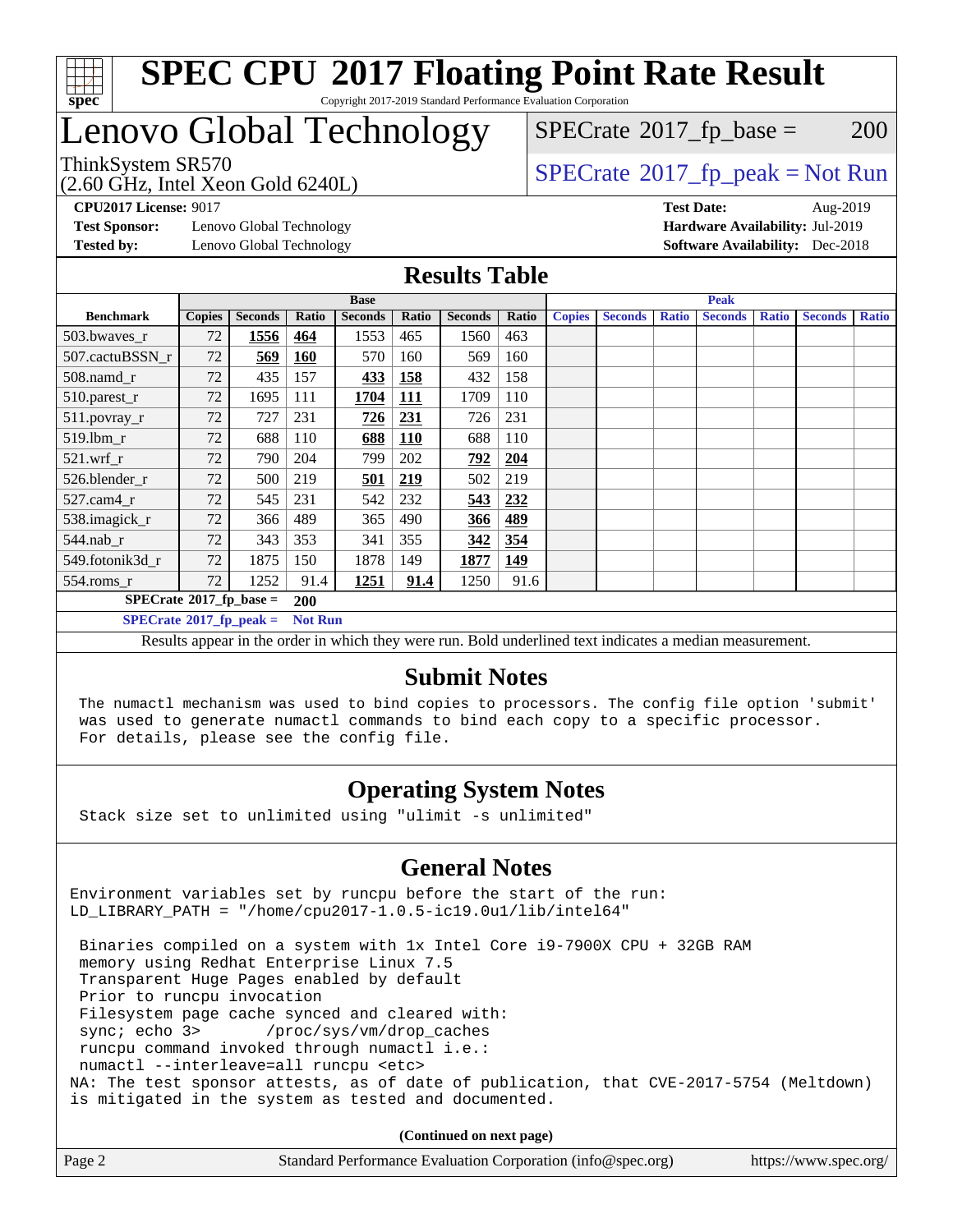# SPEC CPU 2017 Floating Point Rate Result

Copyright 2017-2019 Standard Performance Evaluation Corporation

# Lenovo Global Technology

ThinkSystem SR570
(2.60 GHz, Intel Xeon Gold 6240L)

SPECrate 2017_fp_base = 200

SPECrate 2017_fp_peak = Not Run

**CPU2017 License:** 9017
**Test Sponsor:** Lenovo Global Technology
**Tested by:** Lenovo Global Technology

**Test Date:** Aug-2019
**Hardware Availability:** Jul-2019
**Software Availability:** Dec-2018

## Results Table

| Benchmark | Base | | | | | | | Peak | | | | | | |
|---|---|---|---|---|---|---|---|---|---|---|---|---|---|---|
| | Copies | Seconds | Ratio | Seconds | Ratio | Seconds | Ratio | Copies | Seconds | Ratio | Seconds | Ratio | Seconds | Ratio |
| 503.bwaves_r | 72 | **1556** | **464** | 1553 | 465 | 1560 | 463 | | | | | | | |
| 507.cactuBSSN_r | 72 | **569** | **160** | 570 | 160 | 569 | 160 | | | | | | | |
| 508.namd_r | 72 | 435 | 157 | **433** | **158** | 432 | 158 | | | | | | | |
| 510.parest_r | 72 | 1695 | 111 | **1704** | **111** | 1709 | 110 | | | | | | | |
| 511.povray_r | 72 | 727 | 231 | **726** | **231** | 726 | 231 | | | | | | | |
| 519.lbm_r | 72 | 688 | 110 | **688** | **110** | 688 | 110 | | | | | | | |
| 521.wrf_r | 72 | 790 | 204 | 799 | 202 | **792** | **204** | | | | | | | |
| 526.blender_r | 72 | 500 | 219 | **501** | **219** | 502 | 219 | | | | | | | |
| 527.cam4_r | 72 | 545 | 231 | 542 | 232 | **543** | **232** | | | | | | | |
| 538.imagick_r | 72 | 366 | 489 | 365 | 490 | **366** | **489** | | | | | | | |
| 544.nab_r | 72 | 343 | 353 | 341 | 355 | **342** | **354** | | | | | | | |
| 549.fotonik3d_r | 72 | 1875 | 150 | 1878 | 149 | **1877** | **149** | | | | | | | |
| 554.roms_r | 72 | 1252 | 91.4 | **1251** | **91.4** | 1250 | 91.6 | | | | | | | |

**SPECrate 2017_fp_base = 200**

**SPECrate 2017_fp_peak = Not Run**

Results appear in the order in which they were run. Bold underlined text indicates a median measurement.

## Submit Notes

```
The numactl mechanism was used to bind copies to processors. The config file option 'submit'
was used to generate numactl commands to bind each copy to a specific processor.
For details, please see the config file.
```

## Operating System Notes

```
Stack size set to unlimited using "ulimit -s unlimited"
```

## General Notes

```
Environment variables set by runcpu before the start of the run:
LD_LIBRARY_PATH = "/home/cpu2017-1.0.5-ic19.0u1/lib/intel64"

 Binaries compiled on a system with 1x Intel Core i9-7900X CPU + 32GB RAM
 memory using Redhat Enterprise Linux 7.5
 Transparent Huge Pages enabled by default
 Prior to runcpu invocation
 Filesystem page cache synced and cleared with:
 sync; echo 3>       /proc/sys/vm/drop_caches
 runcpu command invoked through numactl i.e.:
 numactl --interleave=all runcpu <etc>
NA: The test sponsor attests, as of date of publication, that CVE-2017-5754 (Meltdown)
is mitigated in the system as tested and documented.
```

**(Continued on next page)**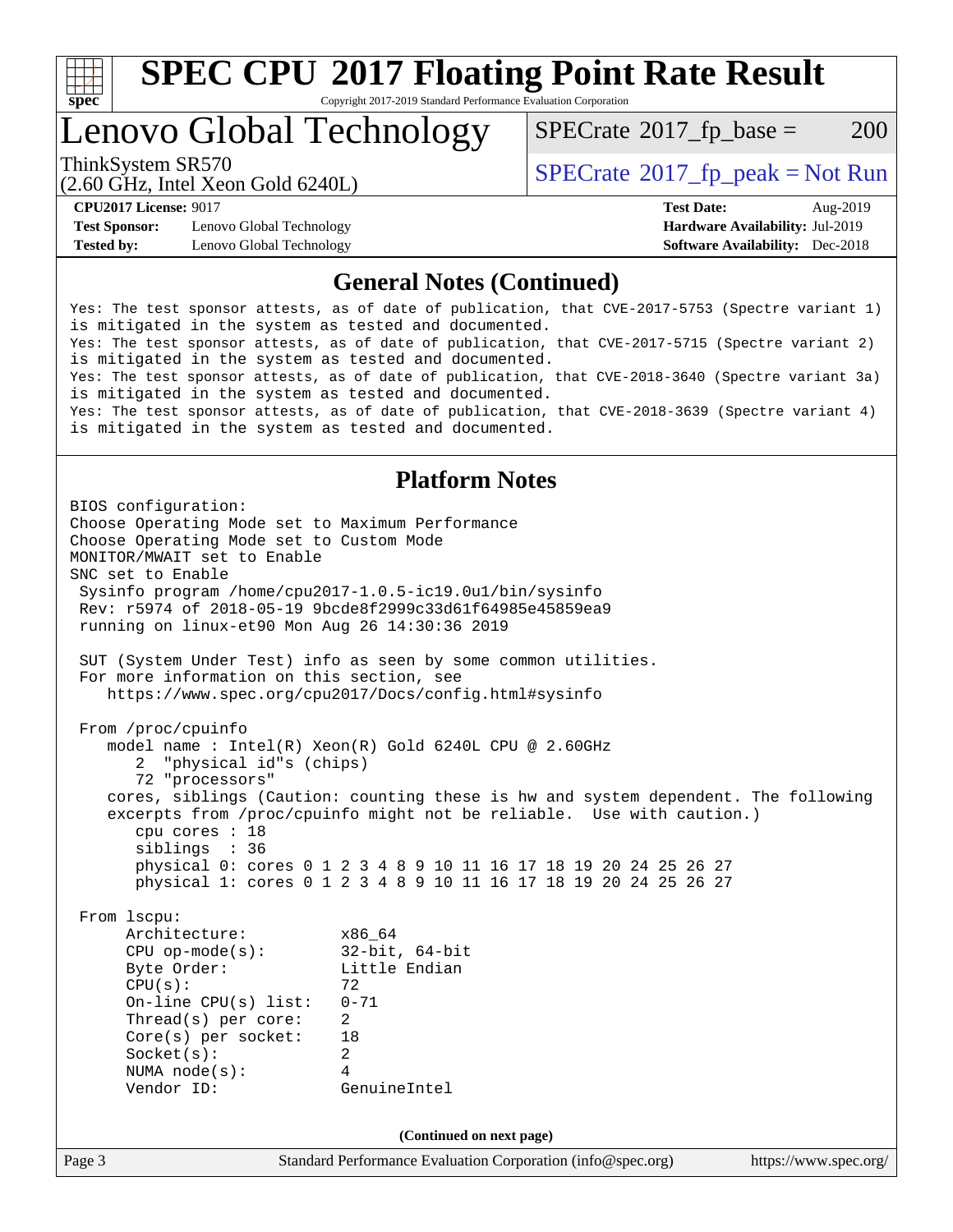## General Notes (Continued)

```
Yes: The test sponsor attests, as of date of publication, that CVE-2017-5753 (Spectre variant 1)
is mitigated in the system as tested and documented.
Yes: The test sponsor attests, as of date of publication, that CVE-2017-5715 (Spectre variant 2)
is mitigated in the system as tested and documented.
Yes: The test sponsor attests, as of date of publication, that CVE-2018-3640 (Spectre variant 3a)
is mitigated in the system as tested and documented.
Yes: The test sponsor attests, as of date of publication, that CVE-2018-3639 (Spectre variant 4)
is mitigated in the system as tested and documented.
```

## Platform Notes

```
BIOS configuration:
Choose Operating Mode set to Maximum Performance
Choose Operating Mode set to Custom Mode
MONITOR/MWAIT set to Enable
SNC set to Enable
 Sysinfo program /home/cpu2017-1.0.5-ic19.0u1/bin/sysinfo
 Rev: r5974 of 2018-05-19 9bcde8f2999c33d61f64985e45859ea9
 running on linux-et90 Mon Aug 26 14:30:36 2019

 SUT (System Under Test) info as seen by some common utilities.
 For more information on this section, see
    https://www.spec.org/cpu2017/Docs/config.html#sysinfo

 From /proc/cpuinfo
    model name : Intel(R) Xeon(R) Gold 6240L CPU @ 2.60GHz
       2  "physical id"s (chips)
       72 "processors"
    cores, siblings (Caution: counting these is hw and system dependent. The following
    excerpts from /proc/cpuinfo might not be reliable.  Use with caution.)
       cpu cores : 18
       siblings  : 36
       physical 0: cores 0 1 2 3 4 8 9 10 11 16 17 18 19 20 24 25 26 27
       physical 1: cores 0 1 2 3 4 8 9 10 11 16 17 18 19 20 24 25 26 27

 From lscpu:
      Architecture:          x86_64
      CPU op-mode(s):        32-bit, 64-bit
      Byte Order:            Little Endian
      CPU(s):                72
      On-line CPU(s) list:   0-71
      Thread(s) per core:    2
      Core(s) per socket:    18
      Socket(s):             2
      NUMA node(s):          4
      Vendor ID:             GenuineIntel
```

(Continued on next page)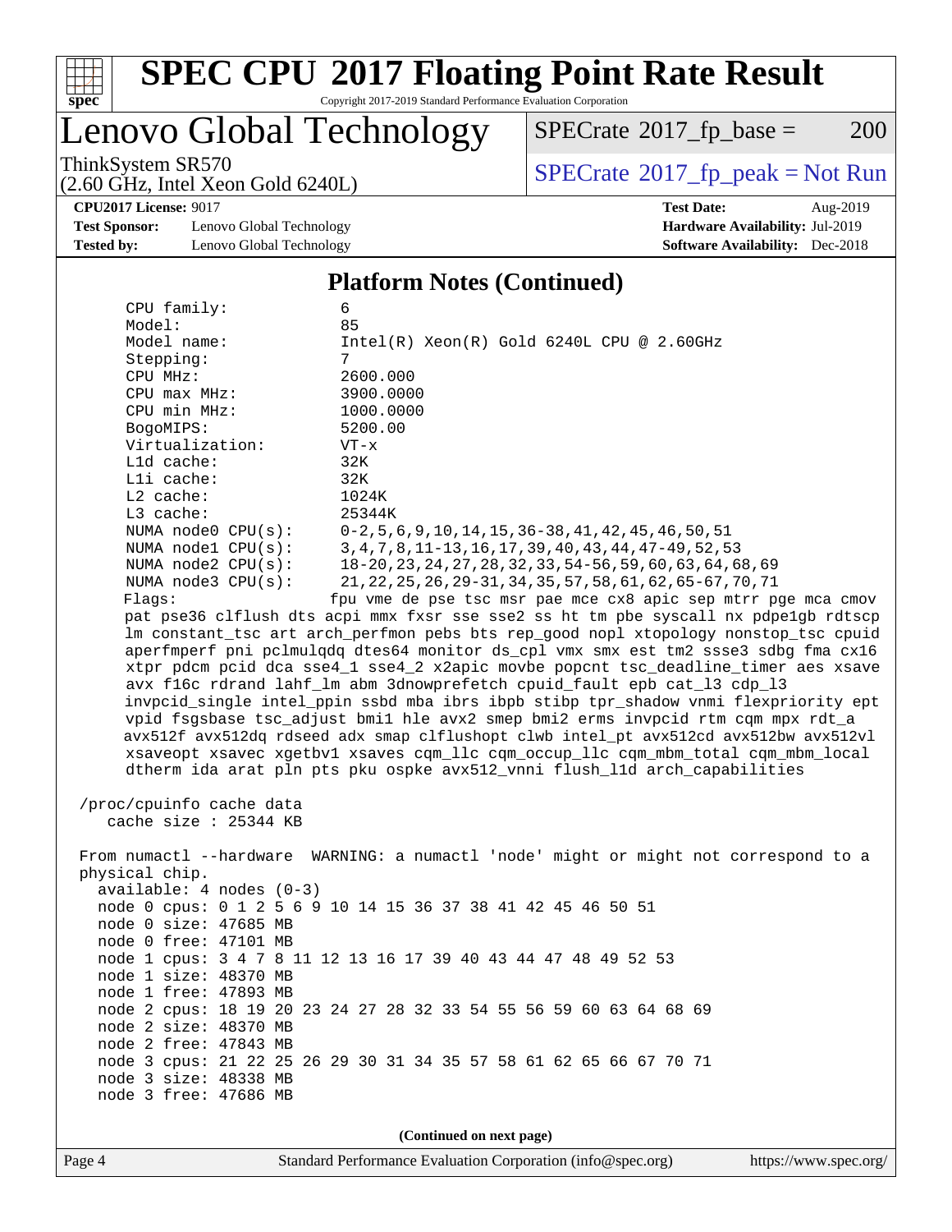## Platform Notes (Continued)

```
     CPU family:              6
     Model:                   85
     Model name:              Intel(R) Xeon(R) Gold 6240L CPU @ 2.60GHz
     Stepping:                7
     CPU MHz:                 2600.000
     CPU max MHz:             3900.0000
     CPU min MHz:             1000.0000
     BogoMIPS:                5200.00
     Virtualization:          VT-x
     L1d cache:               32K
     L1i cache:               32K
     L2 cache:                1024K
     L3 cache:                25344K
     NUMA node0 CPU(s):       0-2,5,6,9,10,14,15,36-38,41,42,45,46,50,51
     NUMA node1 CPU(s):       3,4,7,8,11-13,16,17,39,40,43,44,47-49,52,53
     NUMA node2 CPU(s):       18-20,23,24,27,28,32,33,54-56,59,60,63,64,68,69
     NUMA node3 CPU(s):       21,22,25,26,29-31,34,35,57,58,61,62,65-67,70,71
     Flags:                   fpu vme de pse tsc msr pae mce cx8 apic sep mtrr pge mca cmov
     pat pse36 clflush dts acpi mmx fxsr sse sse2 ss ht tm pbe syscall nx pdpe1gb rdtscp
     lm constant_tsc art arch_perfmon pebs bts rep_good nopl xtopology nonstop_tsc cpuid
     aperfmperf pni pclmulqdq dtes64 monitor ds_cpl vmx smx est tm2 ssse3 sdbg fma cx16
     xtpr pdcm pcid dca sse4_1 sse4_2 x2apic movbe popcnt tsc_deadline_timer aes xsave
     avx f16c rdrand lahf_lm abm 3dnowprefetch cpuid_fault epb cat_l3 cdp_l3
     invpcid_single intel_ppin ssbd mba ibrs ibpb stibp tpr_shadow vnmi flexpriority ept
     vpid fsgsbase tsc_adjust bmi1 hle avx2 smep bmi2 erms invpcid rtm cqm mpx rdt_a
     avx512f avx512dq rdseed adx smap clflushopt clwb intel_pt avx512cd avx512bw avx512vl
     xsaveopt xsavec xgetbv1 xsaves cqm_llc cqm_occup_llc cqm_mbm_total cqm_mbm_local
     dtherm ida arat pln pts pku ospke avx512_vnni flush_l1d arch_capabilities

 /proc/cpuinfo cache data
    cache size : 25344 KB

 From numactl --hardware  WARNING: a numactl 'node' might or might not correspond to a
 physical chip.
   available: 4 nodes (0-3)
   node 0 cpus: 0 1 2 5 6 9 10 14 15 36 37 38 41 42 45 46 50 51
   node 0 size: 47685 MB
   node 0 free: 47101 MB
   node 1 cpus: 3 4 7 8 11 12 13 16 17 39 40 43 44 47 48 49 52 53
   node 1 size: 48370 MB
   node 1 free: 47893 MB
   node 2 cpus: 18 19 20 23 24 27 28 32 33 54 55 56 59 60 63 64 68 69
   node 2 size: 48370 MB
   node 2 free: 47843 MB
   node 3 cpus: 21 22 25 26 29 30 31 34 35 57 58 61 62 65 66 67 70 71
   node 3 size: 48338 MB
   node 3 free: 47686 MB
```

**(Continued on next page)**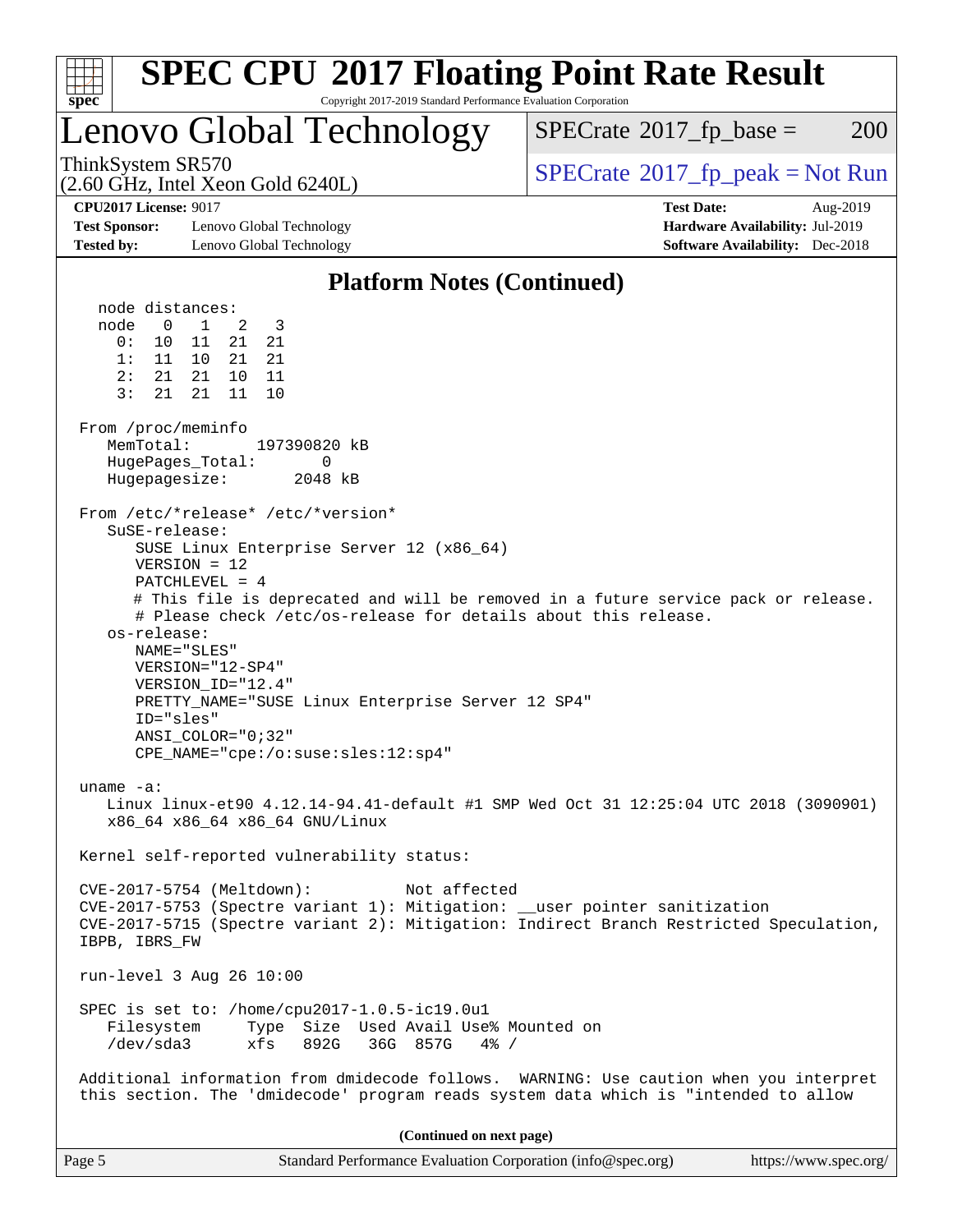## Platform Notes (Continued)

```
   node distances:
   node   0   1   2   3
     0:  10  11  21  21
     1:  11  10  21  21
     2:  21  21  10  11
     3:  21  21  11  10

 From /proc/meminfo
    MemTotal:       197390820 kB
    HugePages_Total:       0
    Hugepagesize:       2048 kB

 From /etc/*release* /etc/*version*
    SuSE-release:
       SUSE Linux Enterprise Server 12 (x86_64)
       VERSION = 12
       PATCHLEVEL = 4
       # This file is deprecated and will be removed in a future service pack or release.
       # Please check /etc/os-release for details about this release.
    os-release:
       NAME="SLES"
       VERSION="12-SP4"
       VERSION_ID="12.4"
       PRETTY_NAME="SUSE Linux Enterprise Server 12 SP4"
       ID="sles"
       ANSI_COLOR="0;32"
       CPE_NAME="cpe:/o:suse:sles:12:sp4"

 uname -a:
    Linux linux-et90 4.12.14-94.41-default #1 SMP Wed Oct 31 12:25:04 UTC 2018 (3090901)
    x86_64 x86_64 x86_64 GNU/Linux

 Kernel self-reported vulnerability status:

 CVE-2017-5754 (Meltdown):          Not affected
 CVE-2017-5753 (Spectre variant 1): Mitigation: __user pointer sanitization
 CVE-2017-5715 (Spectre variant 2): Mitigation: Indirect Branch Restricted Speculation,
 IBPB, IBRS_FW

 run-level 3 Aug 26 10:00

 SPEC is set to: /home/cpu2017-1.0.5-ic19.0u1
    Filesystem     Type  Size  Used Avail Use% Mounted on
    /dev/sda3      xfs   892G   36G  857G   4% /

 Additional information from dmidecode follows.  WARNING: Use caution when you interpret
 this section. The 'dmidecode' program reads system data which is "intended to allow
```

**(Continued on next page)**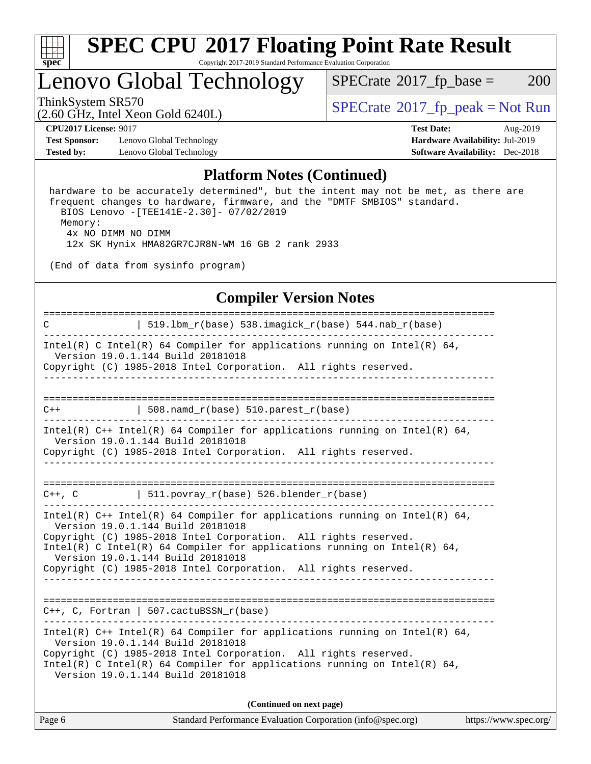## Platform Notes (Continued)

```
hardware to be accurately determined", but the intent may not be met, as there are
frequent changes to hardware, firmware, and the "DMTF SMBIOS" standard.
  BIOS Lenovo -[TEE141E-2.30]- 07/02/2019
  Memory:
    4x NO DIMM NO DIMM
    12x SK Hynix HMA82GR7CJR8N-WM 16 GB 2 rank 2933

(End of data from sysinfo program)
```

## Compiler Version Notes

```
==============================================================================
C               | 519.lbm_r(base) 538.imagick_r(base) 544.nab_r(base)
------------------------------------------------------------------------------
Intel(R) C Intel(R) 64 Compiler for applications running on Intel(R) 64,
  Version 19.0.1.144 Build 20181018
Copyright (C) 1985-2018 Intel Corporation.  All rights reserved.
------------------------------------------------------------------------------

==============================================================================
C++             | 508.namd_r(base) 510.parest_r(base)
------------------------------------------------------------------------------
Intel(R) C++ Intel(R) 64 Compiler for applications running on Intel(R) 64,
  Version 19.0.1.144 Build 20181018
Copyright (C) 1985-2018 Intel Corporation.  All rights reserved.
------------------------------------------------------------------------------

==============================================================================
C++, C          | 511.povray_r(base) 526.blender_r(base)
------------------------------------------------------------------------------
Intel(R) C++ Intel(R) 64 Compiler for applications running on Intel(R) 64,
  Version 19.0.1.144 Build 20181018
Copyright (C) 1985-2018 Intel Corporation.  All rights reserved.
Intel(R) C Intel(R) 64 Compiler for applications running on Intel(R) 64,
  Version 19.0.1.144 Build 20181018
Copyright (C) 1985-2018 Intel Corporation.  All rights reserved.
------------------------------------------------------------------------------

==============================================================================
C++, C, Fortran | 507.cactuBSSN_r(base)
------------------------------------------------------------------------------
Intel(R) C++ Intel(R) 64 Compiler for applications running on Intel(R) 64,
  Version 19.0.1.144 Build 20181018
Copyright (C) 1985-2018 Intel Corporation.  All rights reserved.
Intel(R) C Intel(R) 64 Compiler for applications running on Intel(R) 64,
  Version 19.0.1.144 Build 20181018
```

(Continued on next page)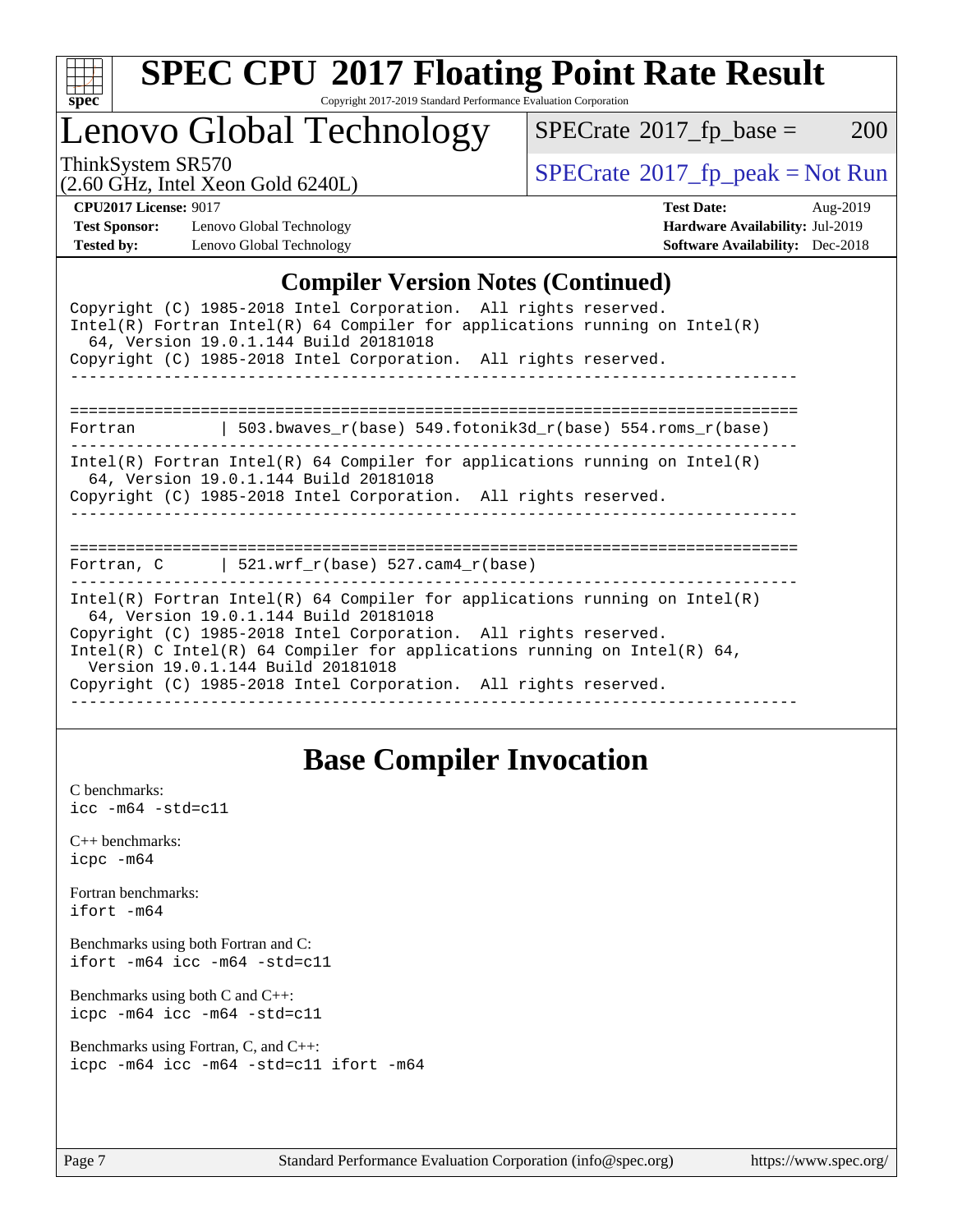## Compiler Version Notes (Continued)

```
Copyright (C) 1985-2018 Intel Corporation.  All rights reserved.
Intel(R) Fortran Intel(R) 64 Compiler for applications running on Intel(R)
  64, Version 19.0.1.144 Build 20181018
Copyright (C) 1985-2018 Intel Corporation.  All rights reserved.
------------------------------------------------------------------------------

==============================================================================
Fortran          | 503.bwaves_r(base) 549.fotonik3d_r(base) 554.roms_r(base)
------------------------------------------------------------------------------
Intel(R) Fortran Intel(R) 64 Compiler for applications running on Intel(R)
  64, Version 19.0.1.144 Build 20181018
Copyright (C) 1985-2018 Intel Corporation.  All rights reserved.
------------------------------------------------------------------------------

==============================================================================
Fortran, C       | 521.wrf_r(base) 527.cam4_r(base)
------------------------------------------------------------------------------
Intel(R) Fortran Intel(R) 64 Compiler for applications running on Intel(R)
  64, Version 19.0.1.144 Build 20181018
Copyright (C) 1985-2018 Intel Corporation.  All rights reserved.
Intel(R) C Intel(R) 64 Compiler for applications running on Intel(R) 64,
  Version 19.0.1.144 Build 20181018
Copyright (C) 1985-2018 Intel Corporation.  All rights reserved.
------------------------------------------------------------------------------
```

## Base Compiler Invocation

C benchmarks:
`icc -m64 -std=c11`

C++ benchmarks:
`icpc -m64`

Fortran benchmarks:
`ifort -m64`

Benchmarks using both Fortran and C:
`ifort -m64 icc -m64 -std=c11`

Benchmarks using both C and C++:
`icpc -m64 icc -m64 -std=c11`

Benchmarks using Fortran, C, and C++:
`icpc -m64 icc -m64 -std=c11 ifort -m64`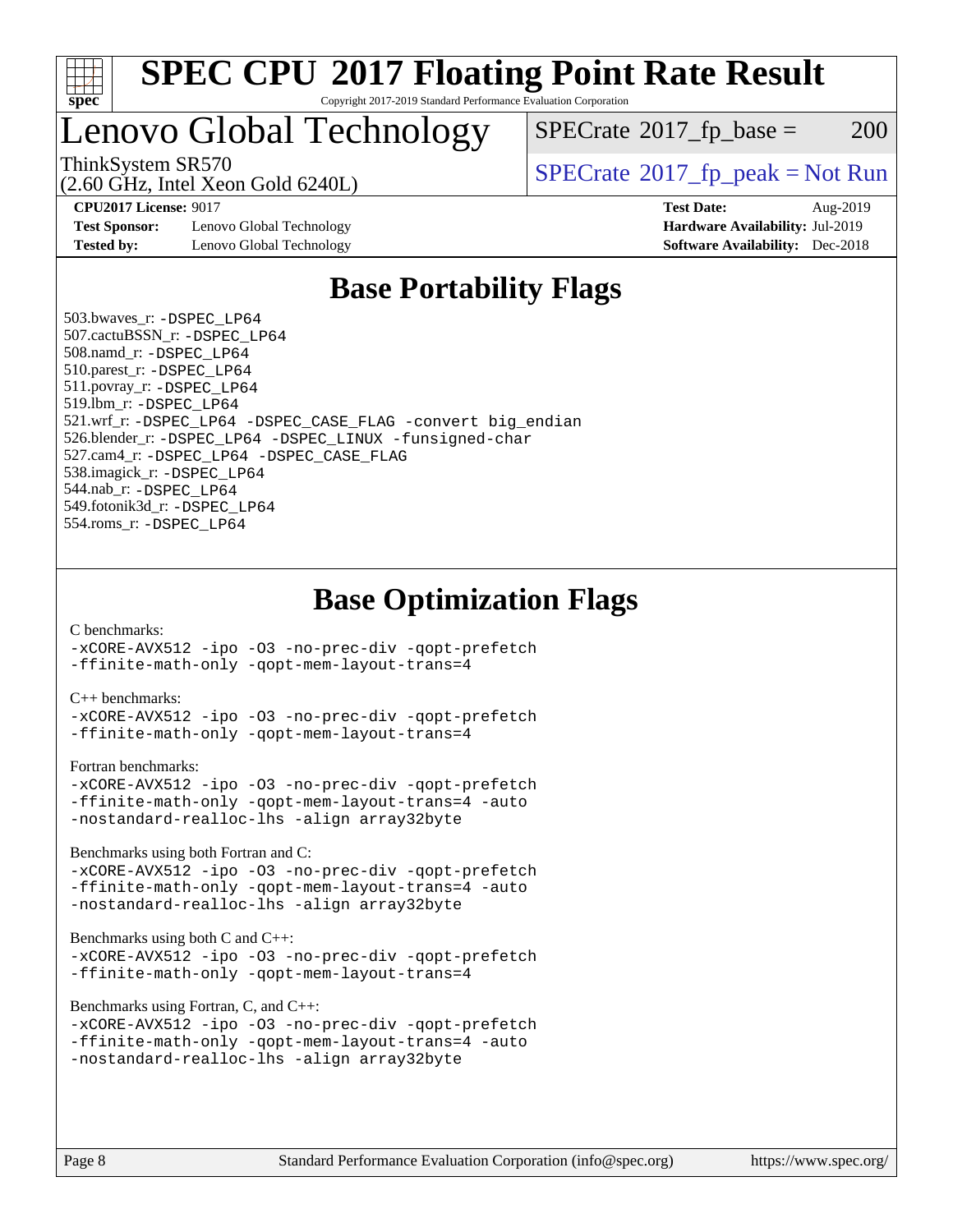# SPEC CPU 2017 Floating Point Rate Result

Copyright 2017-2019 Standard Performance Evaluation Corporation

## Lenovo Global Technology

ThinkSystem SR570
(2.60 GHz, Intel Xeon Gold 6240L)

SPECrate 2017_fp_base = 200

SPECrate 2017_fp_peak = Not Run

**CPU2017 License:** 9017
**Test Sponsor:** Lenovo Global Technology
**Tested by:** Lenovo Global Technology

**Test Date:** Aug-2019
**Hardware Availability:** Jul-2019
**Software Availability:** Dec-2018

## Base Portability Flags

503.bwaves_r: -DSPEC_LP64
507.cactuBSSN_r: -DSPEC_LP64
508.namd_r: -DSPEC_LP64
510.parest_r: -DSPEC_LP64
511.povray_r: -DSPEC_LP64
519.lbm_r: -DSPEC_LP64
521.wrf_r: -DSPEC_LP64 -DSPEC_CASE_FLAG -convert big_endian
526.blender_r: -DSPEC_LP64 -DSPEC_LINUX -funsigned-char
527.cam4_r: -DSPEC_LP64 -DSPEC_CASE_FLAG
538.imagick_r: -DSPEC_LP64
544.nab_r: -DSPEC_LP64
549.fotonik3d_r: -DSPEC_LP64
554.roms_r: -DSPEC_LP64

## Base Optimization Flags

C benchmarks:
-xCORE-AVX512 -ipo -O3 -no-prec-div -qopt-prefetch
-ffinite-math-only -qopt-mem-layout-trans=4

C++ benchmarks:
-xCORE-AVX512 -ipo -O3 -no-prec-div -qopt-prefetch
-ffinite-math-only -qopt-mem-layout-trans=4

Fortran benchmarks:
-xCORE-AVX512 -ipo -O3 -no-prec-div -qopt-prefetch
-ffinite-math-only -qopt-mem-layout-trans=4 -auto
-nostandard-realloc-lhs -align array32byte

Benchmarks using both Fortran and C:
-xCORE-AVX512 -ipo -O3 -no-prec-div -qopt-prefetch
-ffinite-math-only -qopt-mem-layout-trans=4 -auto
-nostandard-realloc-lhs -align array32byte

Benchmarks using both C and C++:
-xCORE-AVX512 -ipo -O3 -no-prec-div -qopt-prefetch
-ffinite-math-only -qopt-mem-layout-trans=4

Benchmarks using Fortran, C, and C++:
-xCORE-AVX512 -ipo -O3 -no-prec-div -qopt-prefetch
-ffinite-math-only -qopt-mem-layout-trans=4 -auto
-nostandard-realloc-lhs -align array32byte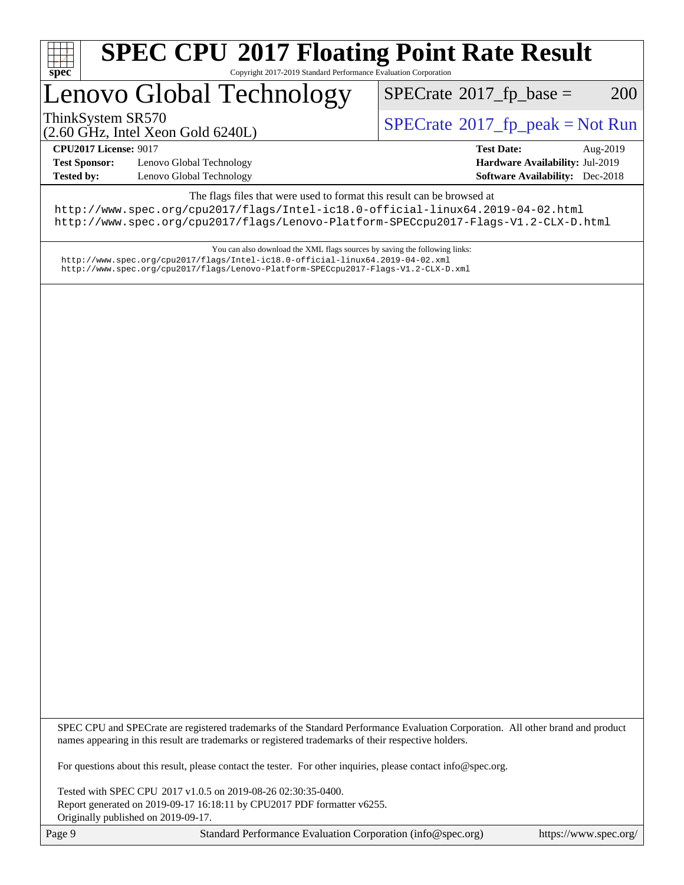The flags files that were used to format this result can be browsed at

http://www.spec.org/cpu2017/flags/Intel-ic18.0-official-linux64.2019-04-02.html
http://www.spec.org/cpu2017/flags/Lenovo-Platform-SPECcpu2017-Flags-V1.2-CLX-D.html

You can also download the XML flags sources by saving the following links:

http://www.spec.org/cpu2017/flags/Intel-ic18.0-official-linux64.2019-04-02.xml
http://www.spec.org/cpu2017/flags/Lenovo-Platform-SPECcpu2017-Flags-V1.2-CLX-D.xml

SPEC CPU and SPECrate are registered trademarks of the Standard Performance Evaluation Corporation. All other brand and product names appearing in this result are trademarks or registered trademarks of their respective holders.

For questions about this result, please contact the tester. For other inquiries, please contact info@spec.org.

Tested with SPEC CPU 2017 v1.0.5 on 2019-08-26 02:30:35-0400.
Report generated on 2019-09-17 16:18:11 by CPU2017 PDF formatter v6255.
Originally published on 2019-09-17.